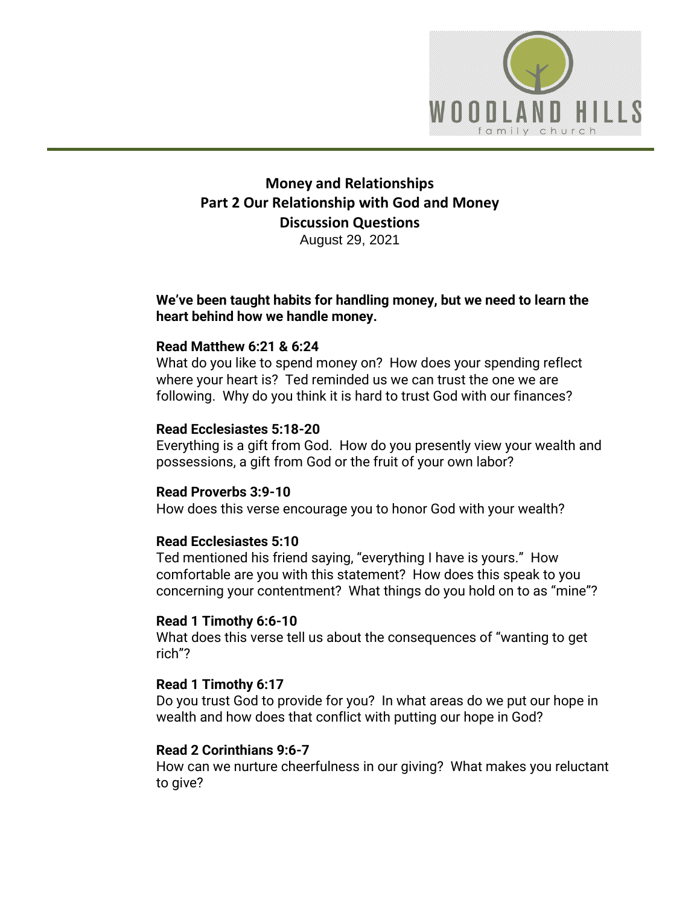# Money and Relationships
## Part 2 Our Relationship with God and Money
## Discussion Questions

August 29, 2021

**We've been taught habits for handling money, but we need to learn the heart behind how we handle money.**

**Read Matthew 6:21 & 6:24**
What do you like to spend money on? How does your spending reflect where your heart is? Ted reminded us we can trust the one we are following. Why do you think it is hard to trust God with our finances?

**Read Ecclesiastes 5:18-20**
Everything is a gift from God. How do you presently view your wealth and possessions, a gift from God or the fruit of your own labor?

**Read Proverbs 3:9-10**
How does this verse encourage you to honor God with your wealth?

**Read Ecclesiastes 5:10**
Ted mentioned his friend saying, "everything I have is yours." How comfortable are you with this statement? How does this speak to you concerning your contentment? What things do you hold on to as "mine"?

**Read 1 Timothy 6:6-10**
What does this verse tell us about the consequences of "wanting to get rich"?

**Read 1 Timothy 6:17**
Do you trust God to provide for you? In what areas do we put our hope in wealth and how does that conflict with putting our hope in God?

**Read 2 Corinthians 9:6-7**
How can we nurture cheerfulness in our giving? What makes you reluctant to give?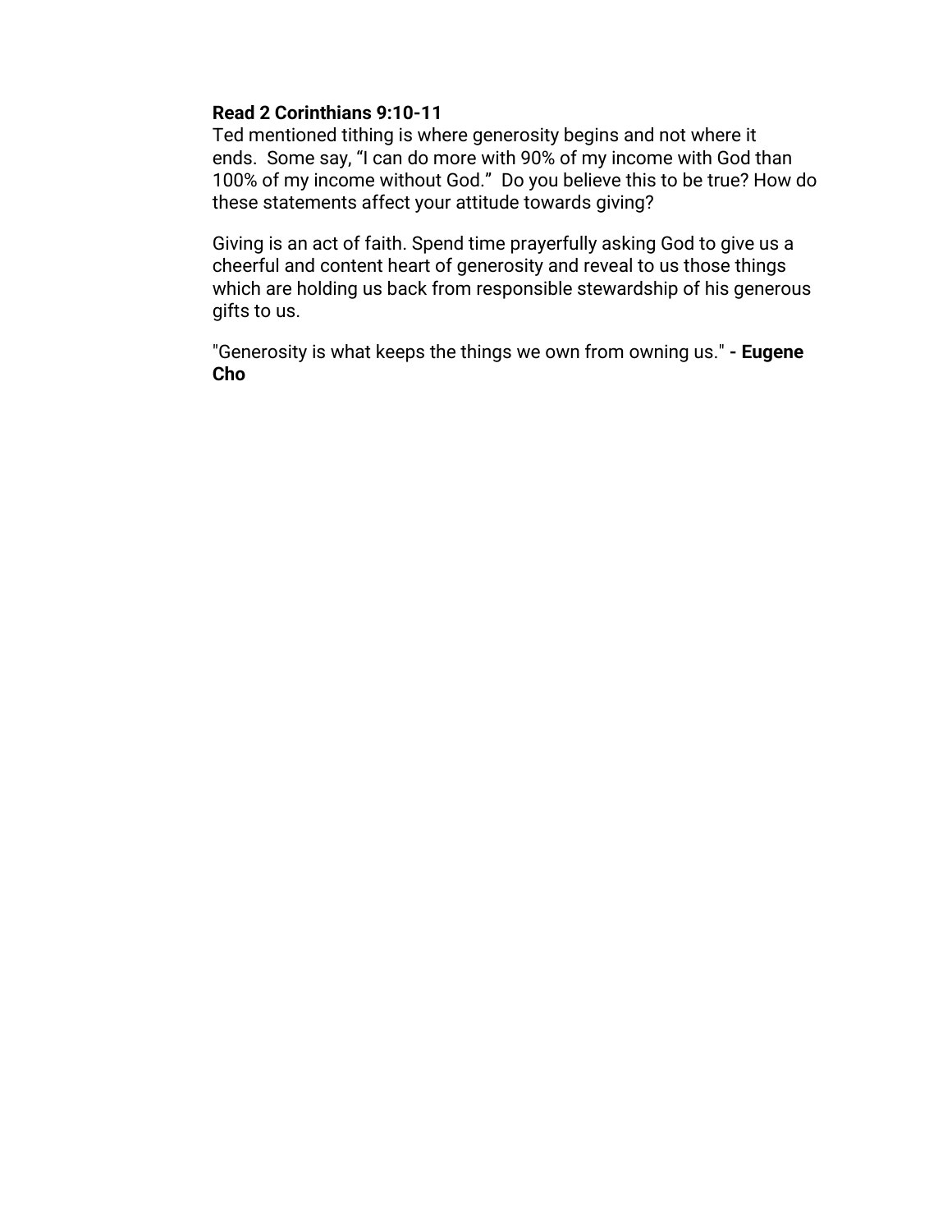**Read 2 Corinthians 9:10-11**
Ted mentioned tithing is where generosity begins and not where it ends. Some say, "I can do more with 90% of my income with God than 100% of my income without God." Do you believe this to be true? How do these statements affect your attitude towards giving?

Giving is an act of faith. Spend time prayerfully asking God to give us a cheerful and content heart of generosity and reveal to us those things which are holding us back from responsible stewardship of his generous gifts to us.

"Generosity is what keeps the things we own from owning us." **- Eugene Cho**